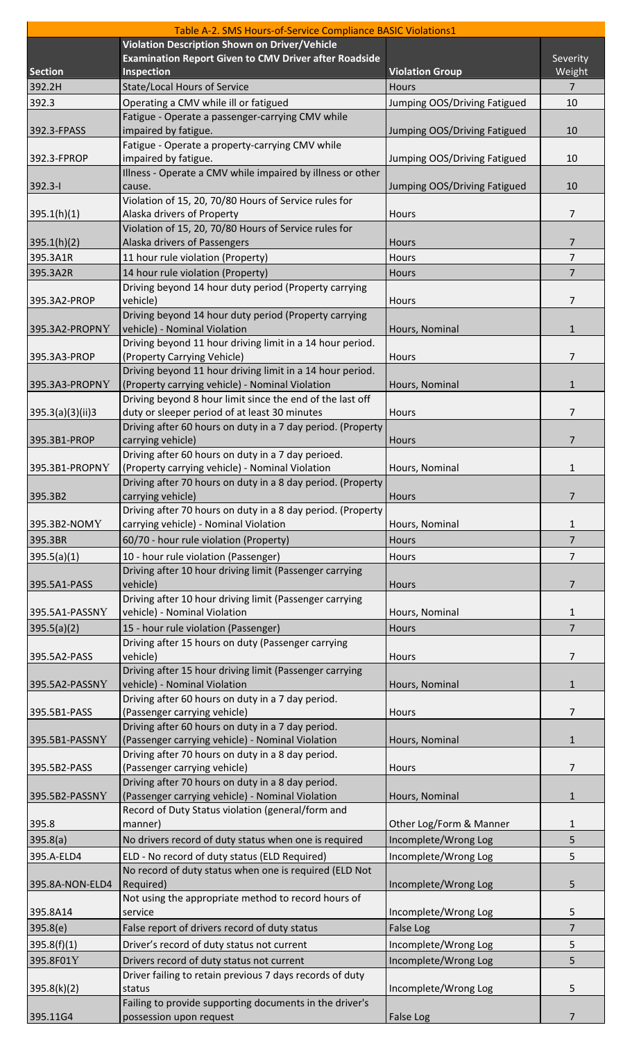| Table A-2. SMS Hours-of-Service Compliance BASIC Violations1 | | | |
|---|---|---|---|
| **Section** | **Violation Description Shown on Driver/Vehicle Examination Report Given to CMV Driver after Roadside Inspection** | **Violation Group** | **Severity Weight** |
| 392.2H | State/Local Hours of Service | Hours | 7 |
| 392.3 | Operating a CMV while ill or fatigued | Jumping OOS/Driving Fatigued | 10 |
| 392.3-FPASS | Fatigue - Operate a passenger-carrying CMV while impaired by fatigue. | Jumping OOS/Driving Fatigued | 10 |
| 392.3-FPROP | Fatigue - Operate a property-carrying CMV while impaired by fatigue. | Jumping OOS/Driving Fatigued | 10 |
| 392.3-I | Illness - Operate a CMV while impaired by illness or other cause. | Jumping OOS/Driving Fatigued | 10 |
| 395.1(h)(1) | Violation of 15, 20, 70/80 Hours of Service rules for Alaska drivers of Property | Hours | 7 |
| 395.1(h)(2) | Violation of 15, 20, 70/80 Hours of Service rules for Alaska drivers of Passengers | Hours | 7 |
| 395.3A1R | 11 hour rule violation (Property) | Hours | 7 |
| 395.3A2R | 14 hour rule violation (Property) | Hours | 7 |
| 395.3A2-PROP | Driving beyond 14 hour duty period (Property carrying vehicle) | Hours | 7 |
| 395.3A2-PROPNY | Driving beyond 14 hour duty period (Property carrying vehicle) - Nominal Violation | Hours, Nominal | 1 |
| 395.3A3-PROP | Driving beyond 11 hour driving limit in a 14 hour period. (Property Carrying Vehicle) | Hours | 7 |
| 395.3A3-PROPNY | Driving beyond 11 hour driving limit in a 14 hour period. (Property carrying vehicle) - Nominal Violation | Hours, Nominal | 1 |
| 395.3(a)(3)(ii)3 | Driving beyond 8 hour limit since the end of the last off duty or sleeper period of at least 30 minutes | Hours | 7 |
| 395.3B1-PROP | Driving after 60 hours on duty in a 7 day period. (Property carrying vehicle) | Hours | 7 |
| 395.3B1-PROPNY | Driving after 60 hours on duty in a 7 day perioed. (Property carrying vehicle) - Nominal Violation | Hours, Nominal | 1 |
| 395.3B2 | Driving after 70 hours on duty in a 8 day period. (Property carrying vehicle) | Hours | 7 |
| 395.3B2-NOMY | Driving after 70 hours on duty in a 8 day period. (Property carrying vehicle) - Nominal Violation | Hours, Nominal | 1 |
| 395.3BR | 60/70 - hour rule violation (Property) | Hours | 7 |
| 395.5(a)(1) | 10 - hour rule violation (Passenger) | Hours | 7 |
| 395.5A1-PASS | Driving after 10 hour driving limit (Passenger carrying vehicle) | Hours | 7 |
| 395.5A1-PASSNY | Driving after 10 hour driving limit (Passenger carrying vehicle) - Nominal Violation | Hours, Nominal | 1 |
| 395.5(a)(2) | 15 - hour rule violation (Passenger) | Hours | 7 |
| 395.5A2-PASS | Driving after 15 hours on duty (Passenger carrying vehicle) | Hours | 7 |
| 395.5A2-PASSNY | Driving after 15 hour driving limit (Passenger carrying vehicle) - Nominal Violation | Hours, Nominal | 1 |
| 395.5B1-PASS | Driving after 60 hours on duty in a 7 day period. (Passenger carrying vehicle) | Hours | 7 |
| 395.5B1-PASSNY | Driving after 60 hours on duty in a 7 day period. (Passenger carrying vehicle) - Nominal Violation | Hours, Nominal | 1 |
| 395.5B2-PASS | Driving after 70 hours on duty in a 8 day period. (Passenger carrying vehicle) | Hours | 7 |
| 395.5B2-PASSNY | Driving after 70 hours on duty in a 8 day period. (Passenger carrying vehicle) - Nominal Violation | Hours, Nominal | 1 |
| 395.8 | Record of Duty Status violation (general/form and manner) | Other Log/Form & Manner | 1 |
| 395.8(a) | No drivers record of duty status when one is required | Incomplete/Wrong Log | 5 |
| 395.A-ELD4 | ELD - No record of duty status (ELD Required) | Incomplete/Wrong Log | 5 |
| 395.8A-NON-ELD4 | No record of duty status when one is required (ELD Not Required) | Incomplete/Wrong Log | 5 |
| 395.8A14 | Not using the appropriate method to record hours of service | Incomplete/Wrong Log | 5 |
| 395.8(e) | False report of drivers record of duty status | False Log | 7 |
| 395.8(f)(1) | Driver's record of duty status not current | Incomplete/Wrong Log | 5 |
| 395.8F01Y | Drivers record of duty status not current | Incomplete/Wrong Log | 5 |
| 395.8(k)(2) | Driver failing to retain previous 7 days records of duty status | Incomplete/Wrong Log | 5 |
| 395.11G4 | Failing to provide supporting documents in the driver's possession upon request | False Log | 7 |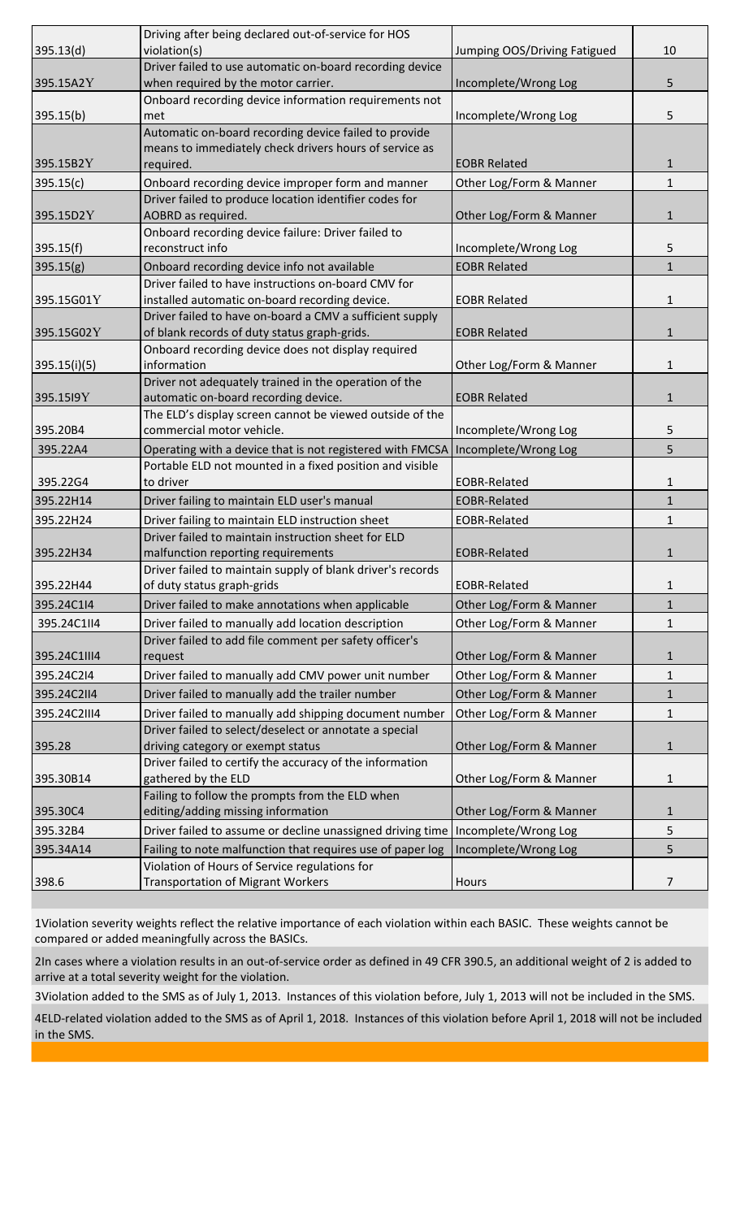| | | | |
|---|---|---|---|
| 395.13(d) | Driving after being declared out-of-service for HOS violation(s) | Jumping OOS/Driving Fatigued | 10 |
| 395.15A2Y | Driver failed to use automatic on-board recording device when required by the motor carrier. | Incomplete/Wrong Log | 5 |
| 395.15(b) | Onboard recording device information requirements not met | Incomplete/Wrong Log | 5 |
| 395.15B2Y | Automatic on-board recording device failed to provide means to immediately check drivers hours of service as required. | EOBR Related | 1 |
| 395.15(c) | Onboard recording device improper form and manner | Other Log/Form & Manner | 1 |
| 395.15D2Y | Driver failed to produce location identifier codes for AOBRD as required. | Other Log/Form & Manner | 1 |
| 395.15(f) | Onboard recording device failure: Driver failed to reconstruct info | Incomplete/Wrong Log | 5 |
| 395.15(g) | Onboard recording device info not available | EOBR Related | 1 |
| 395.15G01Y | Driver failed to have instructions on-board CMV for installed automatic on-board recording device. | EOBR Related | 1 |
| 395.15G02Y | Driver failed to have on-board a CMV a sufficient supply of blank records of duty status graph-grids. | EOBR Related | 1 |
| 395.15(i)(5) | Onboard recording device does not display required information | Other Log/Form & Manner | 1 |
| 395.15I9Y | Driver not adequately trained in the operation of the automatic on-board recording device. | EOBR Related | 1 |
| 395.20B4 | The ELD's display screen cannot be viewed outside of the commercial motor vehicle. | Incomplete/Wrong Log | 5 |
| 395.22A4 | Operating with a device that is not registered with FMCSA | Incomplete/Wrong Log | 5 |
| 395.22G4 | Portable ELD not mounted in a fixed position and visible to driver | EOBR-Related | 1 |
| 395.22H14 | Driver failing to maintain ELD user's manual | EOBR-Related | 1 |
| 395.22H24 | Driver failing to maintain ELD instruction sheet | EOBR-Related | 1 |
| 395.22H34 | Driver failed to maintain instruction sheet for ELD malfunction reporting requirements | EOBR-Related | 1 |
| 395.22H44 | Driver failed to maintain supply of blank driver's records of duty status graph-grids | EOBR-Related | 1 |
| 395.24C1I4 | Driver failed to make annotations when applicable | Other Log/Form & Manner | 1 |
| 395.24C1II4 | Driver failed to manually add location description | Other Log/Form & Manner | 1 |
| 395.24C1III4 | Driver failed to add file comment per safety officer's request | Other Log/Form & Manner | 1 |
| 395.24C2I4 | Driver failed to manually add CMV power unit number | Other Log/Form & Manner | 1 |
| 395.24C2II4 | Driver failed to manually add the trailer number | Other Log/Form & Manner | 1 |
| 395.24C2III4 | Driver failed to manually add shipping document number | Other Log/Form & Manner | 1 |
| 395.28 | Driver failed to select/deselect or annotate a special driving category or exempt status | Other Log/Form & Manner | 1 |
| 395.30B14 | Driver failed to certify the accuracy of the information gathered by the ELD | Other Log/Form & Manner | 1 |
| 395.30C4 | Failing to follow the prompts from the ELD when editing/adding missing information | Other Log/Form & Manner | 1 |
| 395.32B4 | Driver failed to assume or decline unassigned driving time | Incomplete/Wrong Log | 5 |
| 395.34A14 | Failing to note malfunction that requires use of paper log | Incomplete/Wrong Log | 5 |
| 398.6 | Violation of Hours of Service regulations for Transportation of Migrant Workers | Hours | 7 |

1Violation severity weights reflect the relative importance of each violation within each BASIC. These weights cannot be compared or added meaningfully across the BASICs.

2In cases where a violation results in an out-of-service order as defined in 49 CFR 390.5, an additional weight of 2 is added to arrive at a total severity weight for the violation.

3Violation added to the SMS as of July 1, 2013. Instances of this violation before, July 1, 2013 will not be included in the SMS.

4ELD-related violation added to the SMS as of April 1, 2018. Instances of this violation before April 1, 2018 will not be included in the SMS.